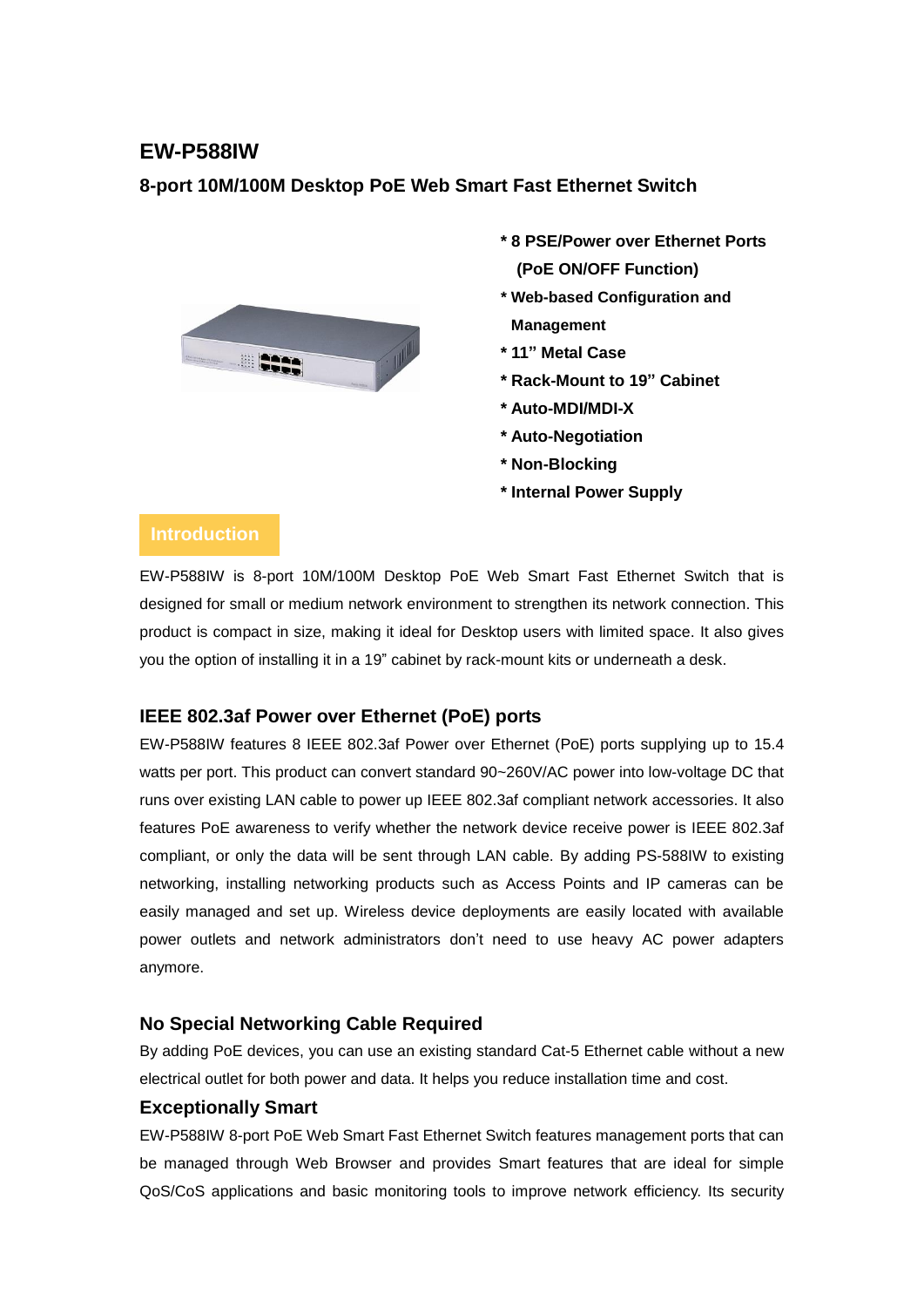# EW-P588IW

## 8-port 10M/100M Desktop PoE Web Smart Fast Ethernet Switch

* 8 PSE/Power over Ethernet Ports (PoE ON/OFF Function)
* Web-based Configuration and Management
* 11" Metal Case
* Rack-Mount to 19" Cabinet
* Auto-MDI/MDI-X
* Auto-Negotiation
* Non-Blocking
* Internal Power Supply

## Introduction

EW-P588IW is 8-port 10M/100M Desktop PoE Web Smart Fast Ethernet Switch that is designed for small or medium network environment to strengthen its network connection. This product is compact in size, making it ideal for Desktop users with limited space. It also gives you the option of installing it in a 19" cabinet by rack-mount kits or underneath a desk.

### IEEE 802.3af Power over Ethernet (PoE) ports

EW-P588IW features 8 IEEE 802.3af Power over Ethernet (PoE) ports supplying up to 15.4 watts per port. This product can convert standard 90~260V/AC power into low-voltage DC that runs over existing LAN cable to power up IEEE 802.3af compliant network accessories. It also features PoE awareness to verify whether the network device receive power is IEEE 802.3af compliant, or only the data will be sent through LAN cable. By adding PS-588IW to existing networking, installing networking products such as Access Points and IP cameras can be easily managed and set up. Wireless device deployments are easily located with available power outlets and network administrators don't need to use heavy AC power adapters anymore.

### No Special Networking Cable Required

By adding PoE devices, you can use an existing standard Cat-5 Ethernet cable without a new electrical outlet for both power and data. It helps you reduce installation time and cost.

### Exceptionally Smart

EW-P588IW 8-port PoE Web Smart Fast Ethernet Switch features management ports that can be managed through Web Browser and provides Smart features that are ideal for simple QoS/CoS applications and basic monitoring tools to improve network efficiency. Its security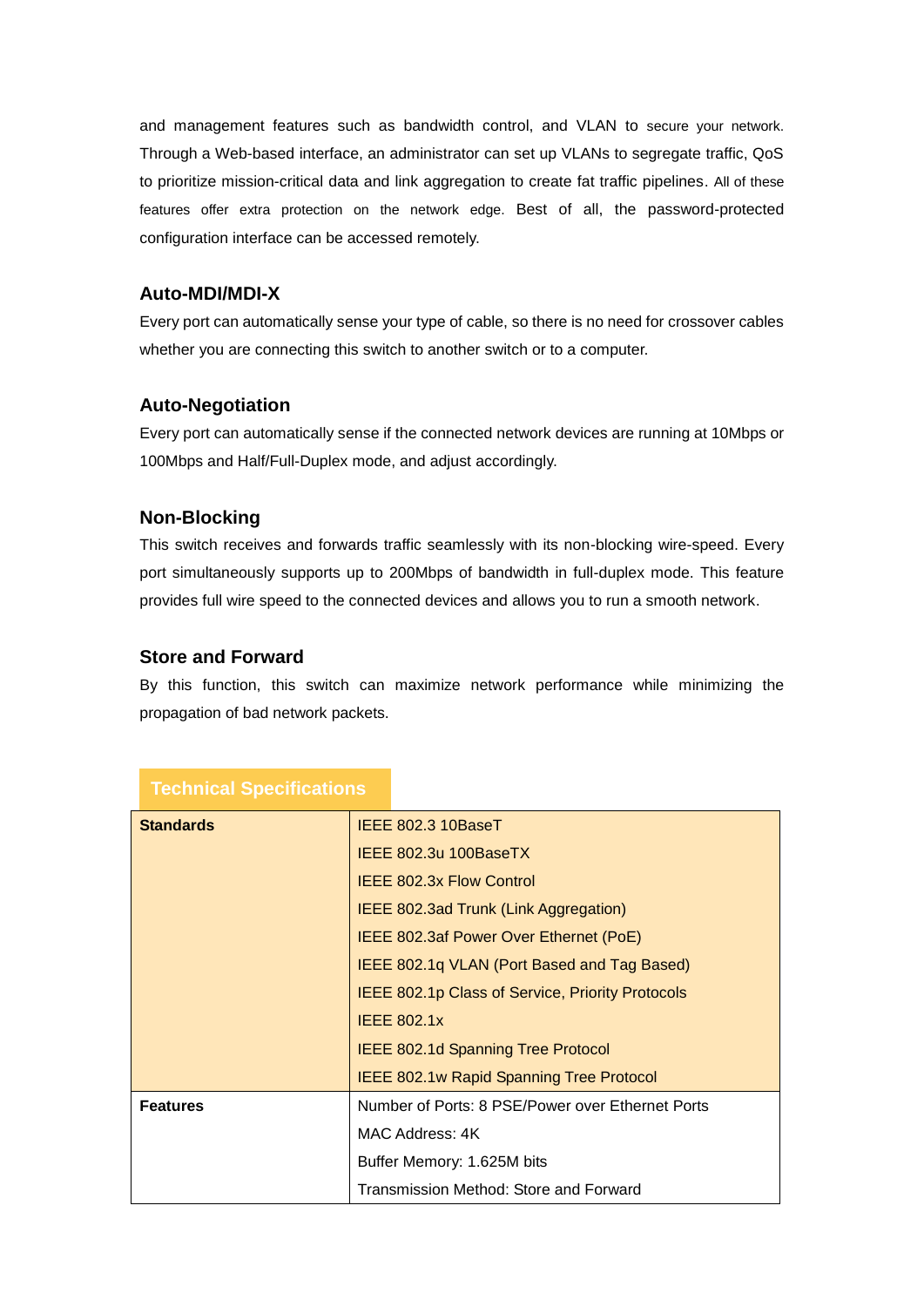and management features such as bandwidth control, and VLAN to secure your network. Through a Web-based interface, an administrator can set up VLANs to segregate traffic, QoS to prioritize mission-critical data and link aggregation to create fat traffic pipelines. All of these features offer extra protection on the network edge. Best of all, the password-protected configuration interface can be accessed remotely.

### Auto-MDI/MDI-X

Every port can automatically sense your type of cable, so there is no need for crossover cables whether you are connecting this switch to another switch or to a computer.

### Auto-Negotiation

Every port can automatically sense if the connected network devices are running at 10Mbps or 100Mbps and Half/Full-Duplex mode, and adjust accordingly.

### Non-Blocking

This switch receives and forwards traffic seamlessly with its non-blocking wire-speed. Every port simultaneously supports up to 200Mbps of bandwidth in full-duplex mode. This feature provides full wire speed to the connected devices and allows you to run a smooth network.

### Store and Forward

By this function, this switch can maximize network performance while minimizing the propagation of bad network packets.

## Technical Specifications

| | |
|---|---|
| **Standards** | IEEE 802.3 10BaseT<br>IEEE 802.3u 100BaseTX<br>IEEE 802.3x Flow Control<br>IEEE 802.3ad Trunk (Link Aggregation)<br>IEEE 802.3af Power Over Ethernet (PoE)<br>IEEE 802.1q VLAN (Port Based and Tag Based)<br>IEEE 802.1p Class of Service, Priority Protocols<br>IEEE 802.1x<br>IEEE 802.1d Spanning Tree Protocol<br>IEEE 802.1w Rapid Spanning Tree Protocol |
| **Features** | Number of Ports: 8 PSE/Power over Ethernet Ports<br>MAC Address: 4K<br>Buffer Memory: 1.625M bits<br>Transmission Method: Store and Forward |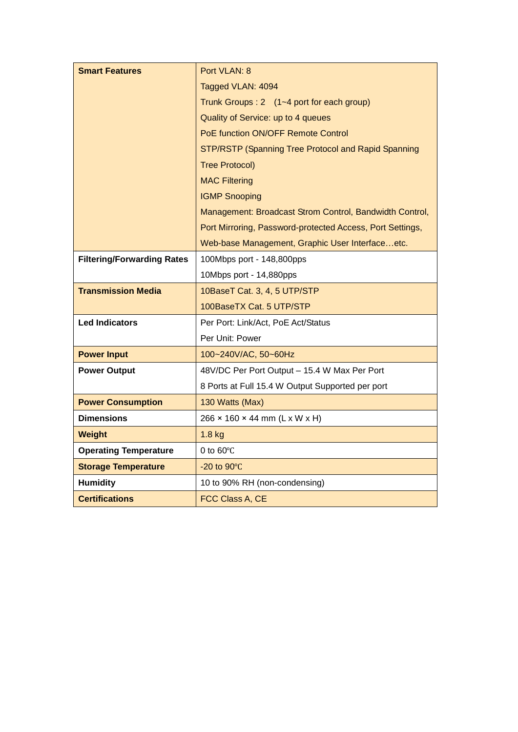| | |
|---|---|
| **Smart Features** | Port VLAN: 8<br>Tagged VLAN: 4094<br>Trunk Groups : 2 (1~4 port for each group)<br>Quality of Service: up to 4 queues<br>PoE function ON/OFF Remote Control<br>STP/RSTP (Spanning Tree Protocol and Rapid Spanning Tree Protocol)<br>MAC Filtering<br>IGMP Snooping<br>Management: Broadcast Strom Control, Bandwidth Control, Port Mirroring, Password-protected Access, Port Settings, Web-base Management, Graphic User Interface…etc. |
| **Filtering/Forwarding Rates** | 100Mbps port - 148,800pps<br>10Mbps port - 14,880pps |
| **Transmission Media** | 10BaseT Cat. 3, 4, 5 UTP/STP<br>100BaseTX Cat. 5 UTP/STP |
| **Led Indicators** | Per Port: Link/Act, PoE Act/Status<br>Per Unit: Power |
| **Power Input** | 100~240V/AC, 50~60Hz |
| **Power Output** | 48V/DC Per Port Output – 15.4 W Max Per Port<br>8 Ports at Full 15.4 W Output Supported per port |
| **Power Consumption** | 130 Watts (Max) |
| **Dimensions** | 266 × 160 × 44 mm (L x W x H) |
| **Weight** | 1.8 kg |
| **Operating Temperature** | 0 to 60℃ |
| **Storage Temperature** | -20 to 90℃ |
| **Humidity** | 10 to 90% RH (non-condensing) |
| **Certifications** | FCC Class A, CE |